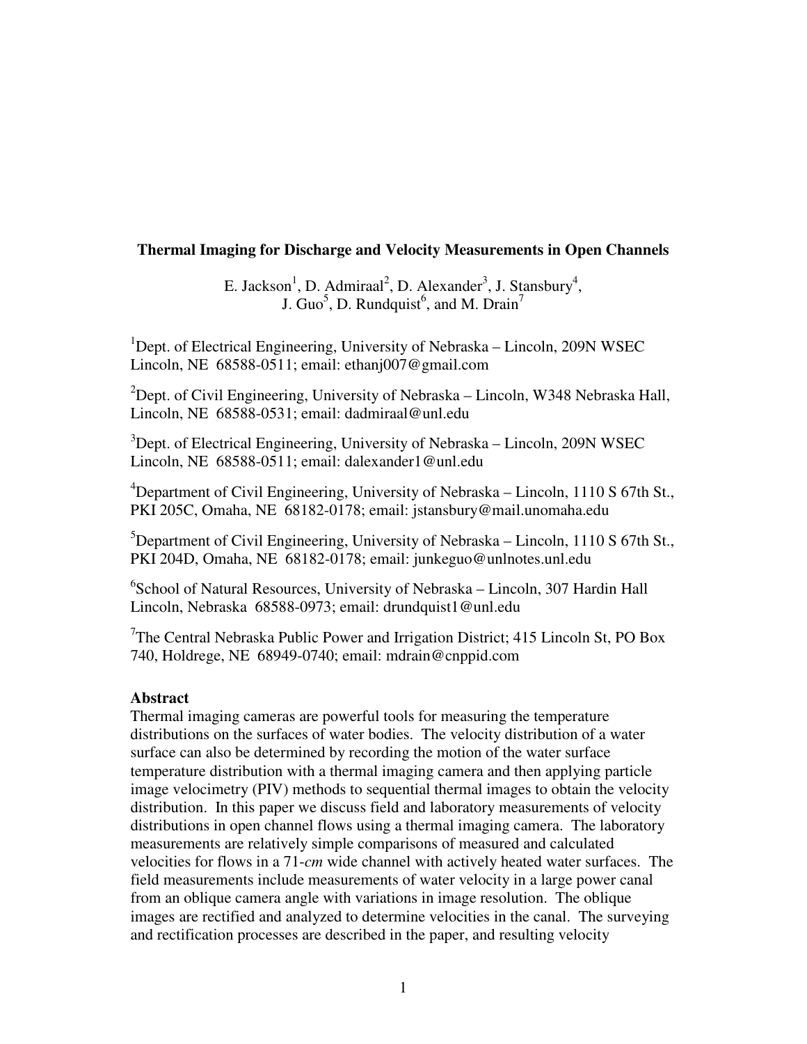# Thermal Imaging for Discharge and Velocity Measurements in Open Channels

E. Jackson[1], D. Admiraal[2], D. Alexander[3], J. Stansbury[4], J. Guo[5], D. Rundquist[6], and M. Drain[7]

[1]Dept. of Electrical Engineering, University of Nebraska – Lincoln, 209N WSEC Lincoln, NE 68588-0511; email: ethanj007@gmail.com

[2]Dept. of Civil Engineering, University of Nebraska – Lincoln, W348 Nebraska Hall, Lincoln, NE 68588-0531; email: dadmiraal@unl.edu

[3]Dept. of Electrical Engineering, University of Nebraska – Lincoln, 209N WSEC Lincoln, NE 68588-0511; email: dalexander1@unl.edu

[4]Department of Civil Engineering, University of Nebraska – Lincoln, 1110 S 67th St., PKI 205C, Omaha, NE 68182-0178; email: jstansbury@mail.unomaha.edu

[5]Department of Civil Engineering, University of Nebraska – Lincoln, 1110 S 67th St., PKI 204D, Omaha, NE 68182-0178; email: junkeguo@unlnotes.unl.edu

[6]School of Natural Resources, University of Nebraska – Lincoln, 307 Hardin Hall Lincoln, Nebraska 68588-0973; email: drundquist1@unl.edu

[7]The Central Nebraska Public Power and Irrigation District; 415 Lincoln St, PO Box 740, Holdrege, NE 68949-0740; email: mdrain@cnppid.com

## Abstract

Thermal imaging cameras are powerful tools for measuring the temperature distributions on the surfaces of water bodies. The velocity distribution of a water surface can also be determined by recording the motion of the water surface temperature distribution with a thermal imaging camera and then applying particle image velocimetry (PIV) methods to sequential thermal images to obtain the velocity distribution. In this paper we discuss field and laboratory measurements of velocity distributions in open channel flows using a thermal imaging camera. The laboratory measurements are relatively simple comparisons of measured and calculated velocities for flows in a 71-*cm* wide channel with actively heated water surfaces. The field measurements include measurements of water velocity in a large power canal from an oblique camera angle with variations in image resolution. The oblique images are rectified and analyzed to determine velocities in the canal. The surveying and rectification processes are described in the paper, and resulting velocity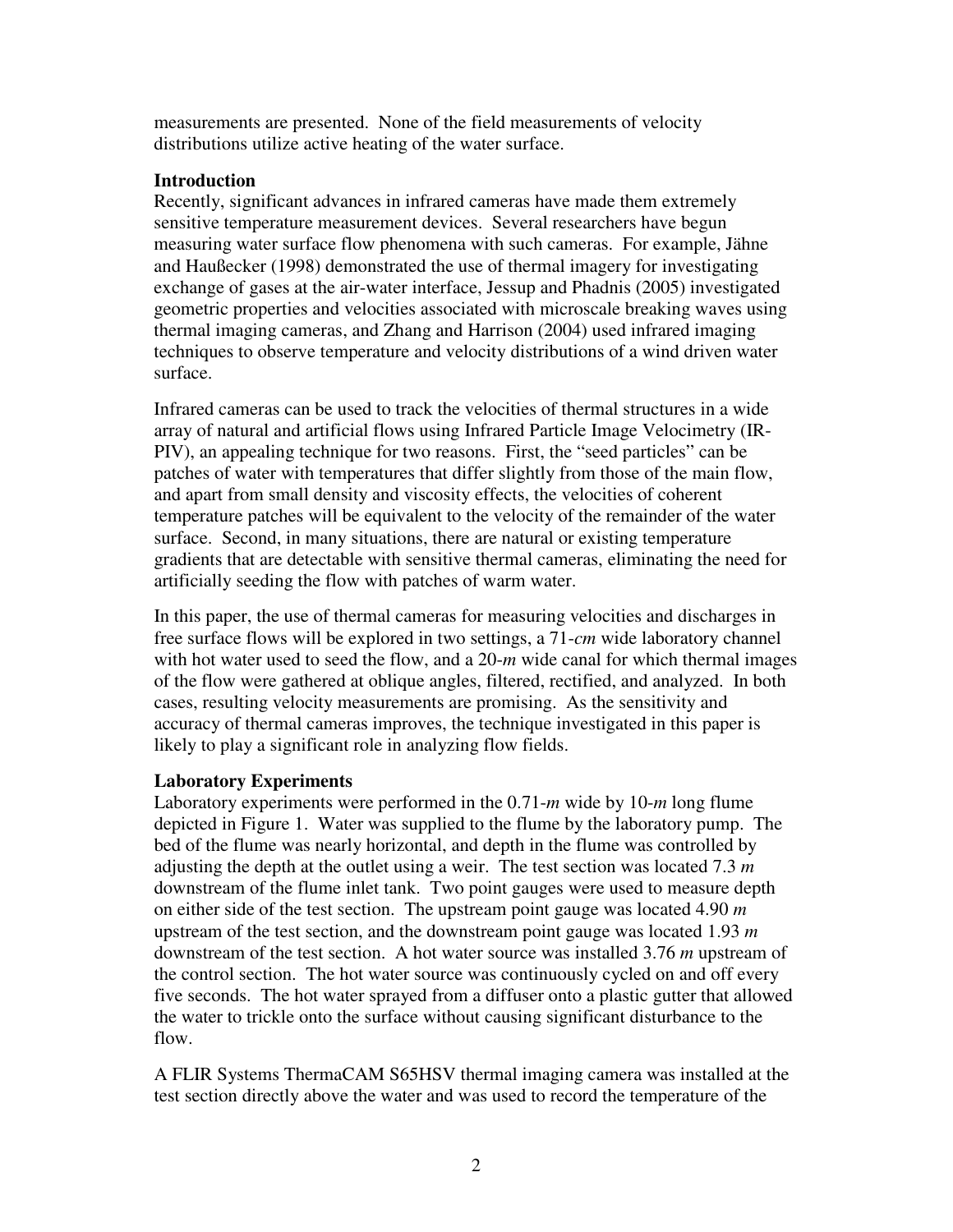measurements are presented. None of the field measurements of velocity distributions utilize active heating of the water surface.

## Introduction

Recently, significant advances in infrared cameras have made them extremely sensitive temperature measurement devices. Several researchers have begun measuring water surface flow phenomena with such cameras. For example, Jähne and Haußecker (1998) demonstrated the use of thermal imagery for investigating exchange of gases at the air-water interface, Jessup and Phadnis (2005) investigated geometric properties and velocities associated with microscale breaking waves using thermal imaging cameras, and Zhang and Harrison (2004) used infrared imaging techniques to observe temperature and velocity distributions of a wind driven water surface.

Infrared cameras can be used to track the velocities of thermal structures in a wide array of natural and artificial flows using Infrared Particle Image Velocimetry (IR-PIV), an appealing technique for two reasons. First, the "seed particles" can be patches of water with temperatures that differ slightly from those of the main flow, and apart from small density and viscosity effects, the velocities of coherent temperature patches will be equivalent to the velocity of the remainder of the water surface. Second, in many situations, there are natural or existing temperature gradients that are detectable with sensitive thermal cameras, eliminating the need for artificially seeding the flow with patches of warm water.

In this paper, the use of thermal cameras for measuring velocities and discharges in free surface flows will be explored in two settings, a 71-*cm* wide laboratory channel with hot water used to seed the flow, and a 20-*m* wide canal for which thermal images of the flow were gathered at oblique angles, filtered, rectified, and analyzed. In both cases, resulting velocity measurements are promising. As the sensitivity and accuracy of thermal cameras improves, the technique investigated in this paper is likely to play a significant role in analyzing flow fields.

## Laboratory Experiments

Laboratory experiments were performed in the 0.71-*m* wide by 10-*m* long flume depicted in Figure 1. Water was supplied to the flume by the laboratory pump. The bed of the flume was nearly horizontal, and depth in the flume was controlled by adjusting the depth at the outlet using a weir. The test section was located 7.3 *m* downstream of the flume inlet tank. Two point gauges were used to measure depth on either side of the test section. The upstream point gauge was located 4.90 *m* upstream of the test section, and the downstream point gauge was located 1.93 *m* downstream of the test section. A hot water source was installed 3.76 *m* upstream of the control section. The hot water source was continuously cycled on and off every five seconds. The hot water sprayed from a diffuser onto a plastic gutter that allowed the water to trickle onto the surface without causing significant disturbance to the flow.

A FLIR Systems ThermaCAM S65HSV thermal imaging camera was installed at the test section directly above the water and was used to record the temperature of the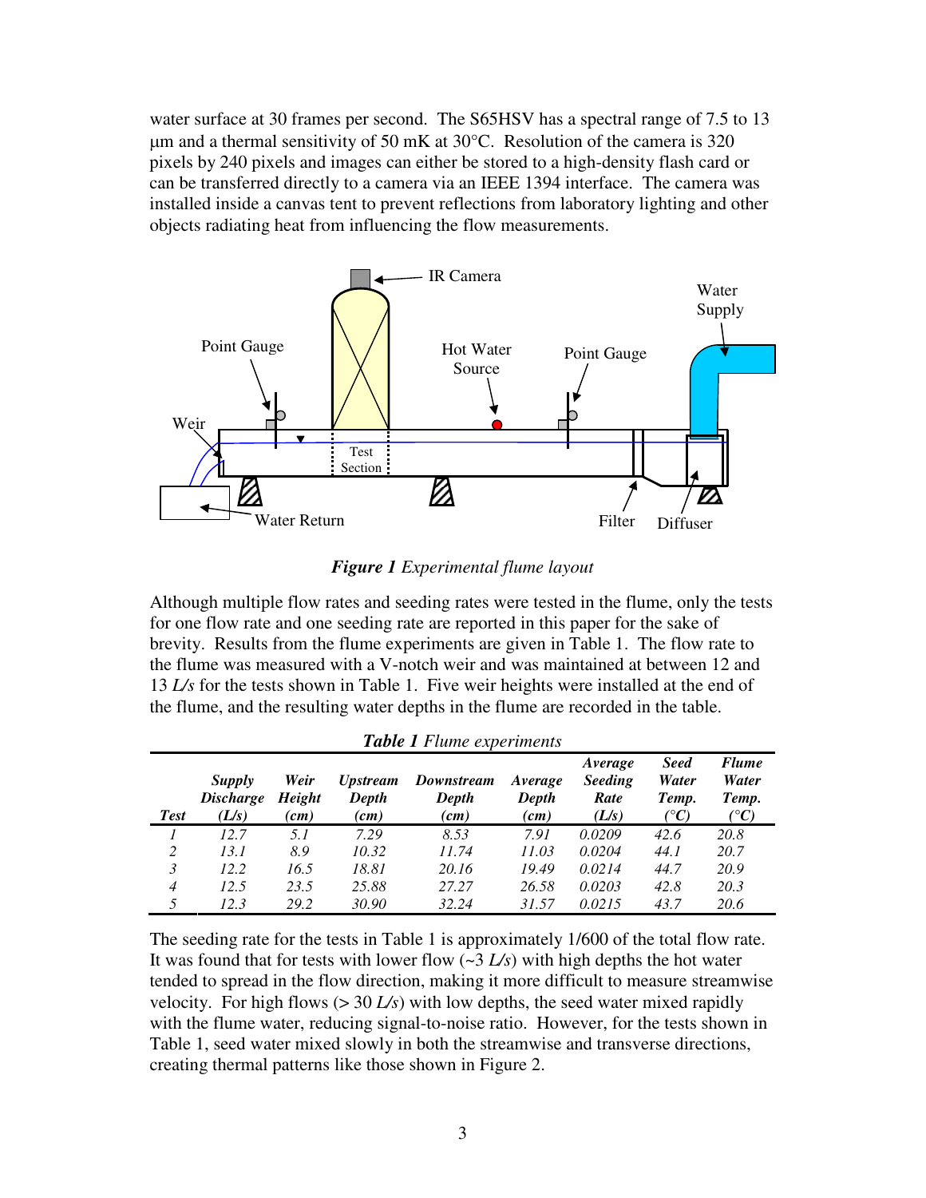water surface at 30 frames per second. The S65HSV has a spectral range of 7.5 to 13 μm and a thermal sensitivity of 50 mK at 30°C. Resolution of the camera is 320 pixels by 240 pixels and images can either be stored to a high-density flash card or can be transferred directly to a camera via an IEEE 1394 interface. The camera was installed inside a canvas tent to prevent reflections from laboratory lighting and other objects radiating heat from influencing the flow measurements.

***Figure 1*** *Experimental flume layout*

Although multiple flow rates and seeding rates were tested in the flume, only the tests for one flow rate and one seeding rate are reported in this paper for the sake of brevity. Results from the flume experiments are given in Table 1. The flow rate to the flume was measured with a V-notch weir and was maintained at between 12 and 13 *L/s* for the tests shown in Table 1. Five weir heights were installed at the end of the flume, and the resulting water depths in the flume are recorded in the table.

***Table 1*** *Flume experiments*

| *Test* | *Supply Discharge (L/s)* | *Weir Height (cm)* | *Upstream Depth (cm)* | *Downstream Depth (cm)* | *Average Depth (cm)* | *Average Seeding Rate (L/s)* | *Seed Water Temp. (°C)* | *Flume Water Temp. (°C)* |
|---|---|---|---|---|---|---|---|---|
| *1* | *12.7* | *5.1* | *7.29* | *8.53* | *7.91* | *0.0209* | *42.6* | *20.8* |
| *2* | *13.1* | *8.9* | *10.32* | *11.74* | *11.03* | *0.0204* | *44.1* | *20.7* |
| *3* | *12.2* | *16.5* | *18.81* | *20.16* | *19.49* | *0.0214* | *44.7* | *20.9* |
| *4* | *12.5* | *23.5* | *25.88* | *27.27* | *26.58* | *0.0203* | *42.8* | *20.3* |
| *5* | *12.3* | *29.2* | *30.90* | *32.24* | *31.57* | *0.0215* | *43.7* | *20.6* |

The seeding rate for the tests in Table 1 is approximately 1/600 of the total flow rate. It was found that for tests with lower flow (~3 *L/s*) with high depths the hot water tended to spread in the flow direction, making it more difficult to measure streamwise velocity. For high flows (> 30 *L/s*) with low depths, the seed water mixed rapidly with the flume water, reducing signal-to-noise ratio. However, for the tests shown in Table 1, seed water mixed slowly in both the streamwise and transverse directions, creating thermal patterns like those shown in Figure 2.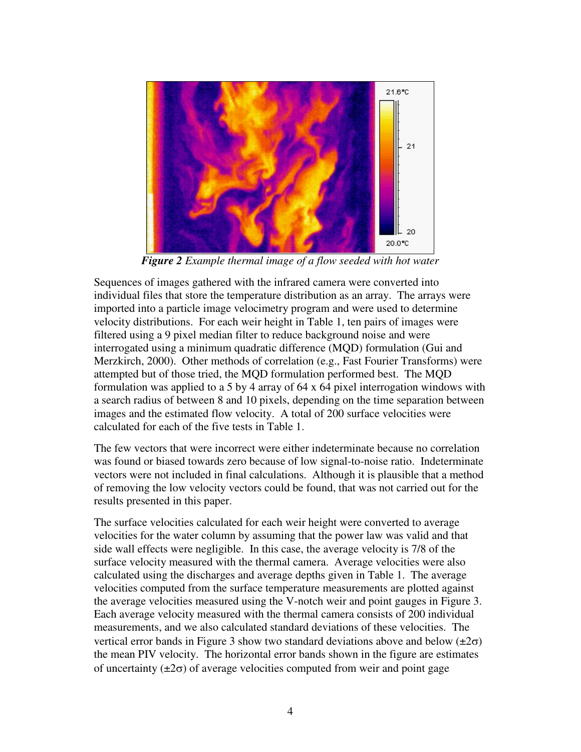*Figure 2* *Example thermal image of a flow seeded with hot water*

Sequences of images gathered with the infrared camera were converted into individual files that store the temperature distribution as an array. The arrays were imported into a particle image velocimetry program and were used to determine velocity distributions. For each weir height in Table 1, ten pairs of images were filtered using a 9 pixel median filter to reduce background noise and were interrogated using a minimum quadratic difference (MQD) formulation (Gui and Merzkirch, 2000). Other methods of correlation (e.g., Fast Fourier Transforms) were attempted but of those tried, the MQD formulation performed best. The MQD formulation was applied to a 5 by 4 array of 64 x 64 pixel interrogation windows with a search radius of between 8 and 10 pixels, depending on the time separation between images and the estimated flow velocity. A total of 200 surface velocities were calculated for each of the five tests in Table 1.

The few vectors that were incorrect were either indeterminate because no correlation was found or biased towards zero because of low signal-to-noise ratio. Indeterminate vectors were not included in final calculations. Although it is plausible that a method of removing the low velocity vectors could be found, that was not carried out for the results presented in this paper.

The surface velocities calculated for each weir height were converted to average velocities for the water column by assuming that the power law was valid and that side wall effects were negligible. In this case, the average velocity is 7/8 of the surface velocity measured with the thermal camera. Average velocities were also calculated using the discharges and average depths given in Table 1. The average velocities computed from the surface temperature measurements are plotted against the average velocities measured using the V-notch weir and point gauges in Figure 3. Each average velocity measured with the thermal camera consists of 200 individual measurements, and we also calculated standard deviations of these velocities. The vertical error bands in Figure 3 show two standard deviations above and below ($\pm 2\sigma$) the mean PIV velocity. The horizontal error bands shown in the figure are estimates of uncertainty ($\pm 2\sigma$) of average velocities computed from weir and point gage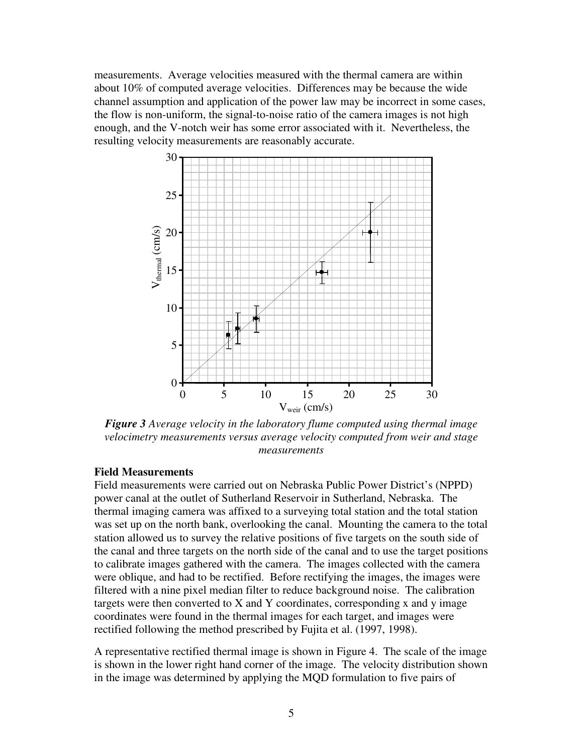measurements. Average velocities measured with the thermal camera are within about 10% of computed average velocities. Differences may be because the wide channel assumption and application of the power law may be incorrect in some cases, the flow is non-uniform, the signal-to-noise ratio of the camera images is not high enough, and the V-notch weir has some error associated with it. Nevertheless, the resulting velocity measurements are reasonably accurate.

***Figure 3*** *Average velocity in the laboratory flume computed using thermal image velocimetry measurements versus average velocity computed from weir and stage measurements*

**Field Measurements**

Field measurements were carried out on Nebraska Public Power District's (NPPD) power canal at the outlet of Sutherland Reservoir in Sutherland, Nebraska. The thermal imaging camera was affixed to a surveying total station and the total station was set up on the north bank, overlooking the canal. Mounting the camera to the total station allowed us to survey the relative positions of five targets on the south side of the canal and three targets on the north side of the canal and to use the target positions to calibrate images gathered with the camera. The images collected with the camera were oblique, and had to be rectified. Before rectifying the images, the images were filtered with a nine pixel median filter to reduce background noise. The calibration targets were then converted to X and Y coordinates, corresponding x and y image coordinates were found in the thermal images for each target, and images were rectified following the method prescribed by Fujita et al. (1997, 1998).

A representative rectified thermal image is shown in Figure 4. The scale of the image is shown in the lower right hand corner of the image. The velocity distribution shown in the image was determined by applying the MQD formulation to five pairs of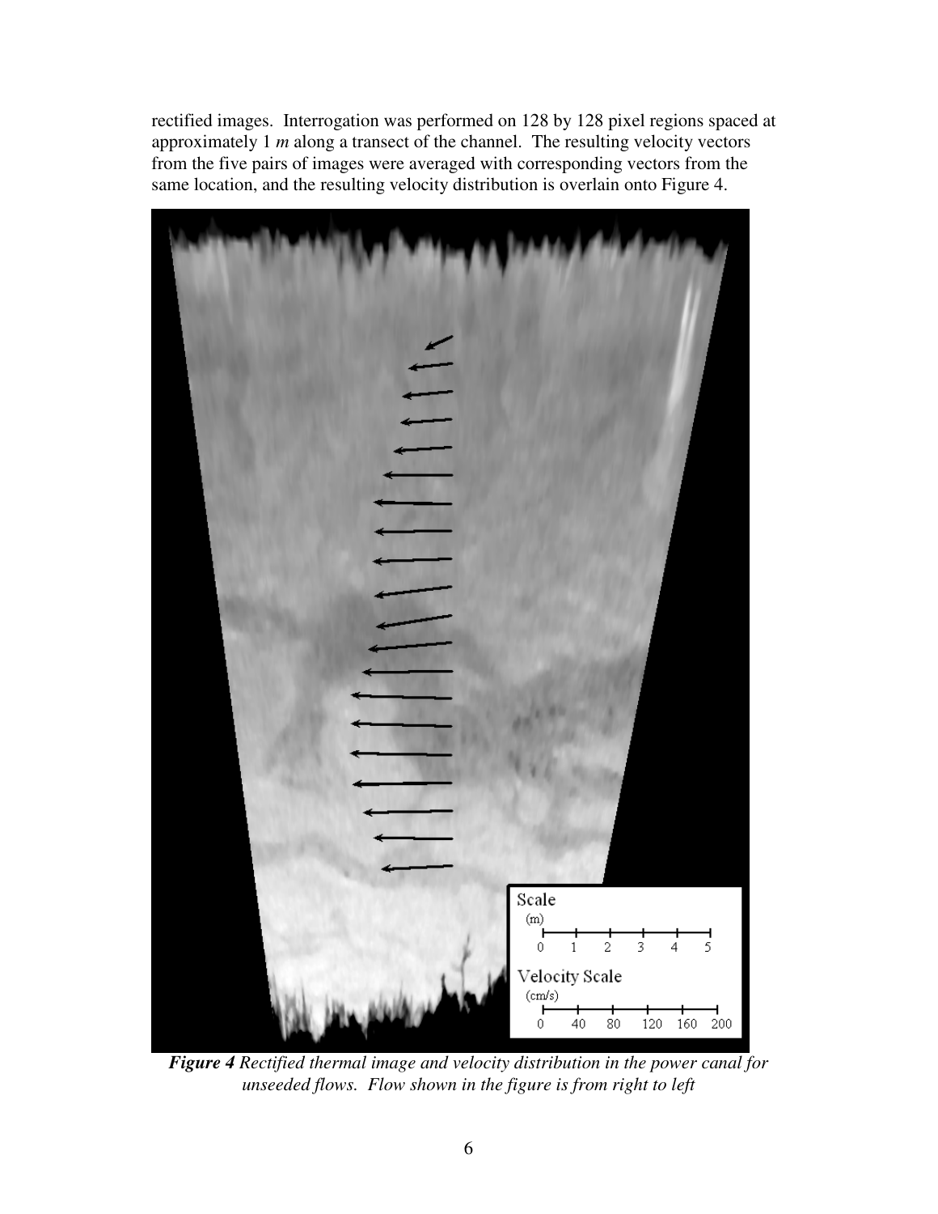rectified images. Interrogation was performed on 128 by 128 pixel regions spaced at approximately 1 *m* along a transect of the channel. The resulting velocity vectors from the five pairs of images were averaged with corresponding vectors from the same location, and the resulting velocity distribution is overlain onto Figure 4.

***Figure 4** Rectified thermal image and velocity distribution in the power canal for unseeded flows. Flow shown in the figure is from right to left*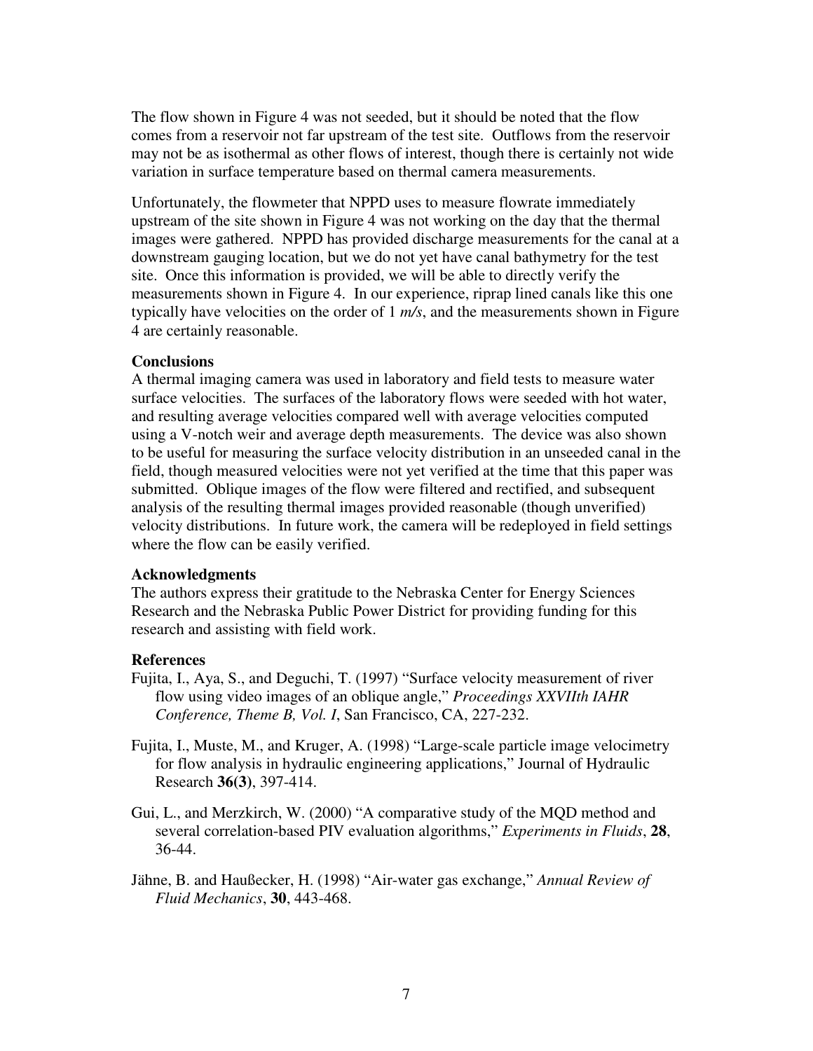The flow shown in Figure 4 was not seeded, but it should be noted that the flow comes from a reservoir not far upstream of the test site. Outflows from the reservoir may not be as isothermal as other flows of interest, though there is certainly not wide variation in surface temperature based on thermal camera measurements.

Unfortunately, the flowmeter that NPPD uses to measure flowrate immediately upstream of the site shown in Figure 4 was not working on the day that the thermal images were gathered. NPPD has provided discharge measurements for the canal at a downstream gauging location, but we do not yet have canal bathymetry for the test site. Once this information is provided, we will be able to directly verify the measurements shown in Figure 4. In our experience, riprap lined canals like this one typically have velocities on the order of 1 *m/s*, and the measurements shown in Figure 4 are certainly reasonable.

**Conclusions**

A thermal imaging camera was used in laboratory and field tests to measure water surface velocities. The surfaces of the laboratory flows were seeded with hot water, and resulting average velocities compared well with average velocities computed using a V-notch weir and average depth measurements. The device was also shown to be useful for measuring the surface velocity distribution in an unseeded canal in the field, though measured velocities were not yet verified at the time that this paper was submitted. Oblique images of the flow were filtered and rectified, and subsequent analysis of the resulting thermal images provided reasonable (though unverified) velocity distributions. In future work, the camera will be redeployed in field settings where the flow can be easily verified.

**Acknowledgments**

The authors express their gratitude to the Nebraska Center for Energy Sciences Research and the Nebraska Public Power District for providing funding for this research and assisting with field work.

**References**

Fujita, I., Aya, S., and Deguchi, T. (1997) "Surface velocity measurement of river flow using video images of an oblique angle," *Proceedings XXVIIth IAHR Conference, Theme B, Vol. I*, San Francisco, CA, 227-232.

Fujita, I., Muste, M., and Kruger, A. (1998) "Large-scale particle image velocimetry for flow analysis in hydraulic engineering applications," Journal of Hydraulic Research **36(3)**, 397-414.

Gui, L., and Merzkirch, W. (2000) "A comparative study of the MQD method and several correlation-based PIV evaluation algorithms," *Experiments in Fluids*, **28**, 36-44.

Jähne, B. and Haußecker, H. (1998) "Air-water gas exchange," *Annual Review of Fluid Mechanics*, **30**, 443-468.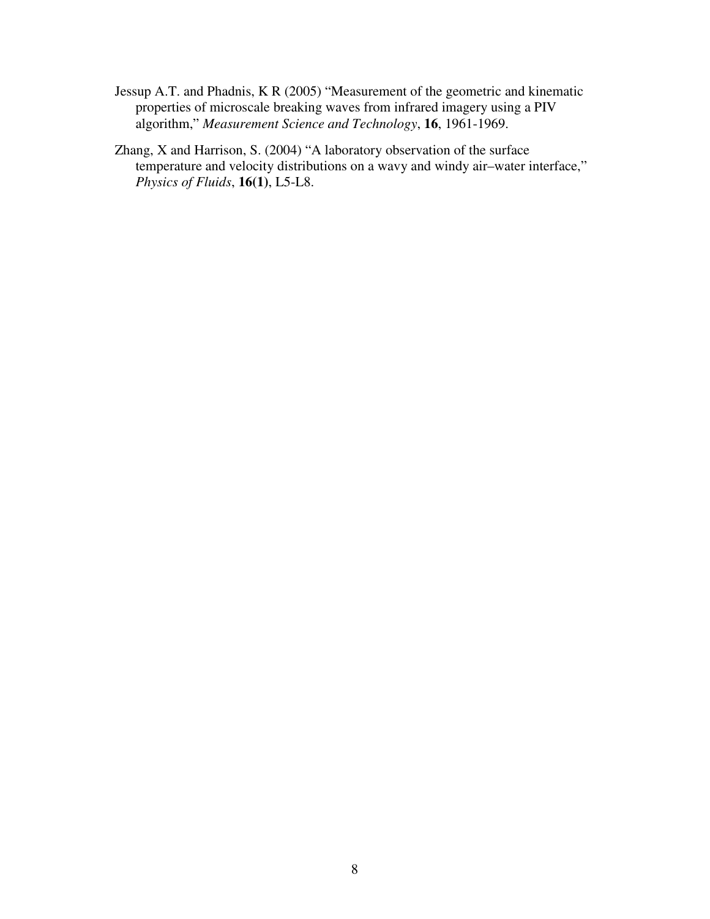Jessup A.T. and Phadnis, K R (2005) "Measurement of the geometric and kinematic properties of microscale breaking waves from infrared imagery using a PIV algorithm," *Measurement Science and Technology*, **16**, 1961-1969.

Zhang, X and Harrison, S. (2004) "A laboratory observation of the surface temperature and velocity distributions on a wavy and windy air–water interface," *Physics of Fluids*, **16(1)**, L5-L8.